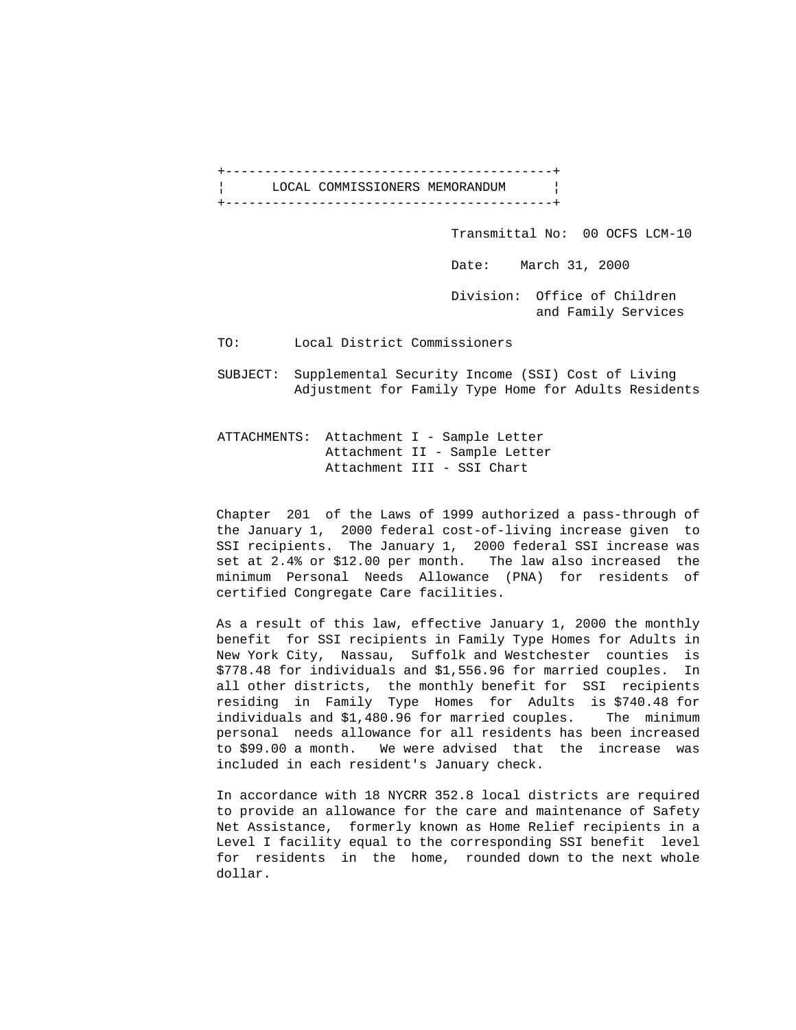# LOCAL COMMISSIONERS MEMORANDUM

Transmittal No: 00 OCFS LCM-10

Date: March 31, 2000

Division: Office of Children and Family Services

TO: Local District Commissioners

SUBJECT: Supplemental Security Income (SSI) Cost of Living Adjustment for Family Type Home for Adults Residents

ATTACHMENTS: Attachment I - Sample Letter
Attachment II - Sample Letter
Attachment III - SSI Chart

Chapter 201 of the Laws of 1999 authorized a pass-through of the January 1, 2000 federal cost-of-living increase given to SSI recipients. The January 1, 2000 federal SSI increase was set at 2.4% or $12.00 per month. The law also increased the minimum Personal Needs Allowance (PNA) for residents of certified Congregate Care facilities.

As a result of this law, effective January 1, 2000 the monthly benefit for SSI recipients in Family Type Homes for Adults in New York City, Nassau, Suffolk and Westchester counties is $778.48 for individuals and $1,556.96 for married couples. In all other districts, the monthly benefit for SSI recipients residing in Family Type Homes for Adults is $740.48 for individuals and $1,480.96 for married couples. The minimum personal needs allowance for all residents has been increased to $99.00 a month. We were advised that the increase was included in each resident's January check.

In accordance with 18 NYCRR 352.8 local districts are required to provide an allowance for the care and maintenance of Safety Net Assistance, formerly known as Home Relief recipients in a Level I facility equal to the corresponding SSI benefit level for residents in the home, rounded down to the next whole dollar.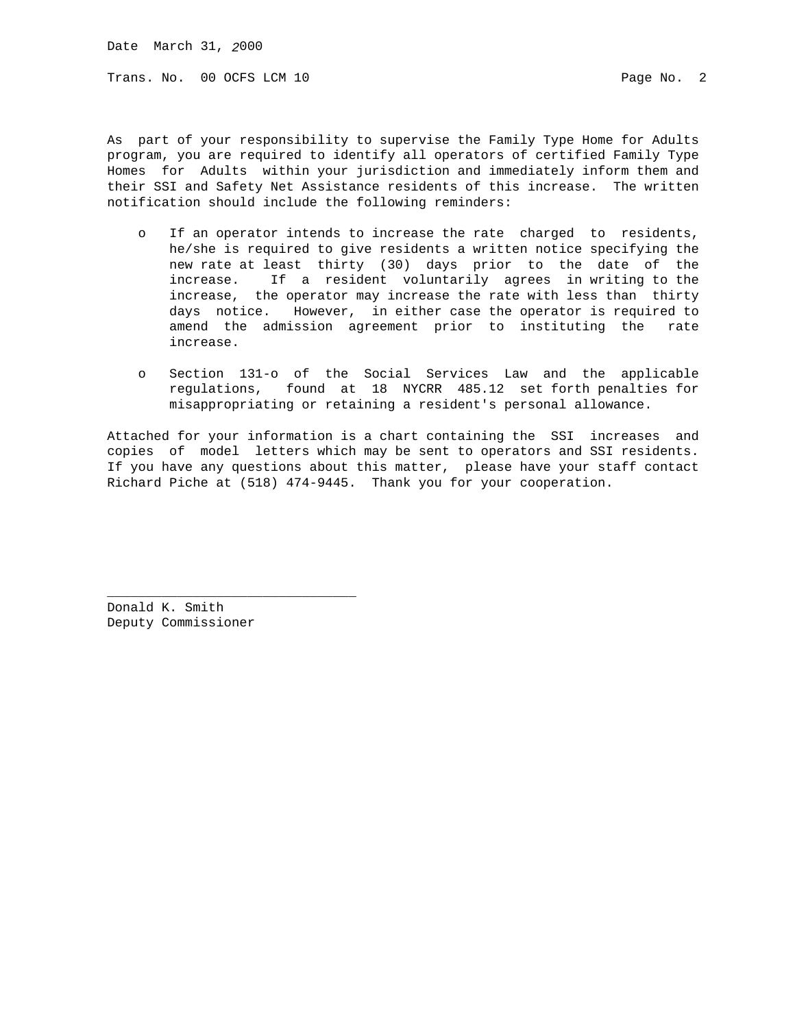As part of your responsibility to supervise the Family Type Home for Adults program, you are required to identify all operators of certified Family Type Homes for Adults within your jurisdiction and immediately inform them and their SSI and Safety Net Assistance residents of this increase. The written notification should include the following reminders:

- If an operator intends to increase the rate charged to residents, he/she is required to give residents a written notice specifying the new rate at least thirty (30) days prior to the date of the increase. If a resident voluntarily agrees in writing to the increase, the operator may increase the rate with less than thirty days notice. However, in either case the operator is required to amend the admission agreement prior to instituting the rate increase.

- Section 131-o of the Social Services Law and the applicable regulations, found at 18 NYCRR 485.12 set forth penalties for misappropriating or retaining a resident's personal allowance.

Attached for your information is a chart containing the SSI increases and copies of model letters which may be sent to operators and SSI residents. If you have any questions about this matter, please have your staff contact Richard Piche at (518) 474-9445. Thank you for your cooperation.

________________________________

Donald K. Smith
Deputy Commissioner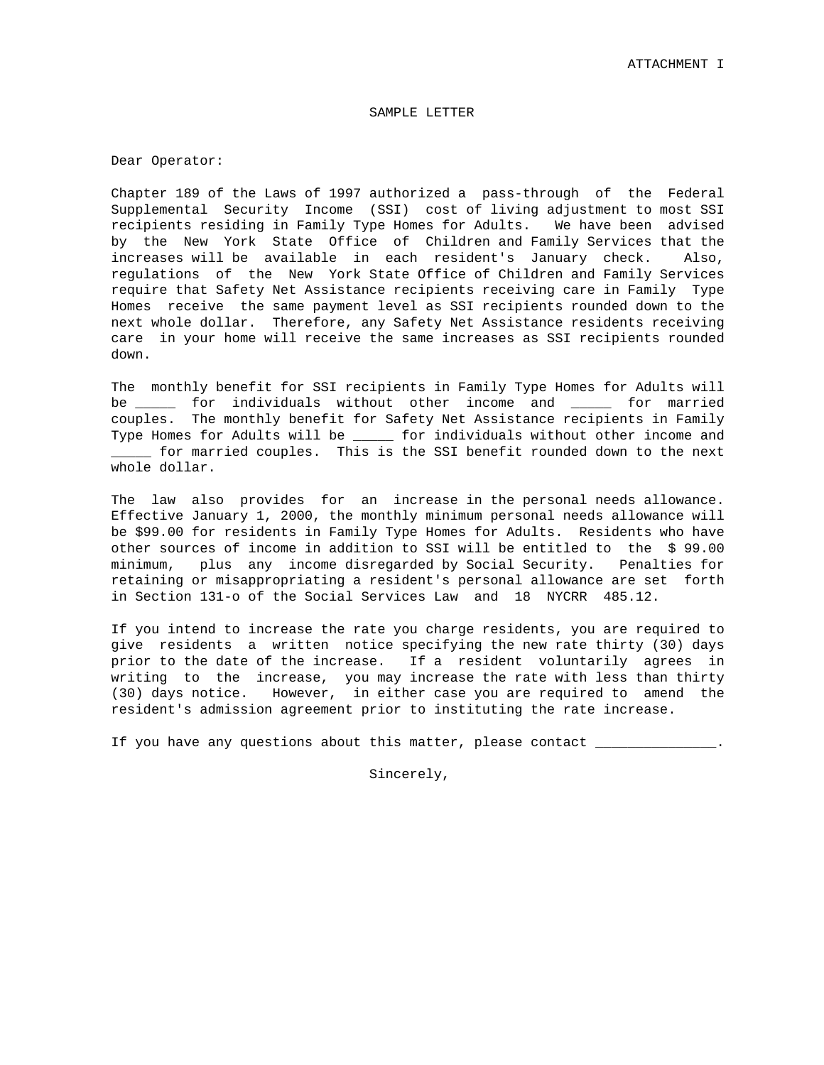ATTACHMENT I

SAMPLE LETTER

Dear Operator:

Chapter 189 of the Laws of 1997 authorized a pass-through of the Federal Supplemental Security Income (SSI) cost of living adjustment to most SSI recipients residing in Family Type Homes for Adults. We have been advised by the New York State Office of Children and Family Services that the increases will be available in each resident's January check. Also, regulations of the New York State Office of Children and Family Services require that Safety Net Assistance recipients receiving care in Family Type Homes receive the same payment level as SSI recipients rounded down to the next whole dollar. Therefore, any Safety Net Assistance residents receiving care in your home will receive the same increases as SSI recipients rounded down.

The monthly benefit for SSI recipients in Family Type Homes for Adults will be _____ for individuals without other income and _____ for married couples. The monthly benefit for Safety Net Assistance recipients in Family Type Homes for Adults will be _____ for individuals without other income and _____ for married couples. This is the SSI benefit rounded down to the next whole dollar.

The law also provides for an increase in the personal needs allowance. Effective January 1, 2000, the monthly minimum personal needs allowance will be $99.00 for residents in Family Type Homes for Adults. Residents who have other sources of income in addition to SSI will be entitled to the $ 99.00 minimum, plus any income disregarded by Social Security. Penalties for retaining or misappropriating a resident's personal allowance are set forth in Section 131-o of the Social Services Law and 18 NYCRR 485.12.

If you intend to increase the rate you charge residents, you are required to give residents a written notice specifying the new rate thirty (30) days prior to the date of the increase. If a resident voluntarily agrees in writing to the increase, you may increase the rate with less than thirty (30) days notice. However, in either case you are required to amend the resident's admission agreement prior to instituting the rate increase.

If you have any questions about this matter, please contact _______________.

Sincerely,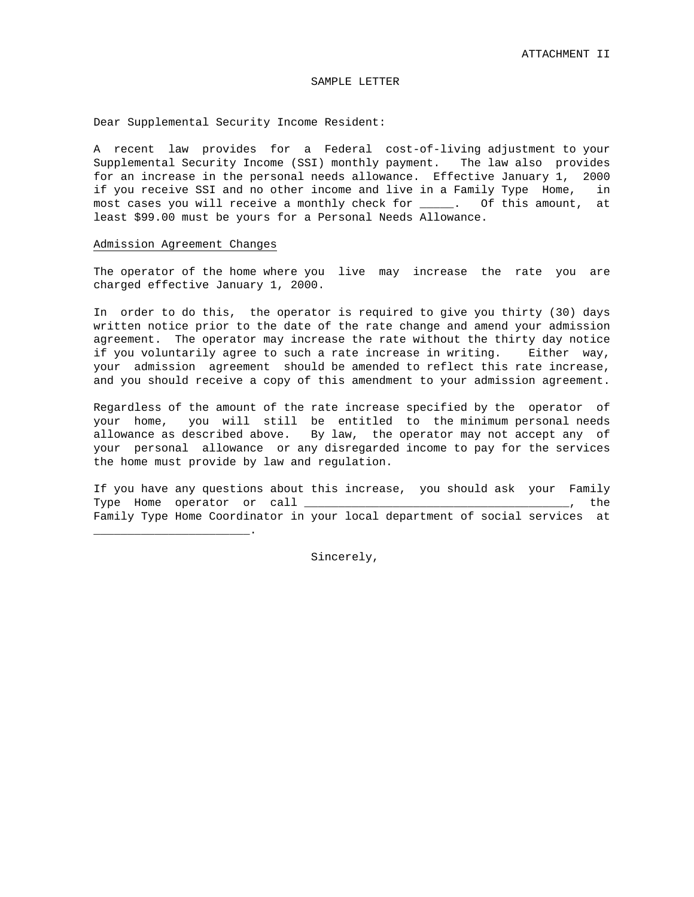ATTACHMENT II

SAMPLE LETTER

Dear Supplemental Security Income Resident:

A recent law provides for a Federal cost-of-living adjustment to your Supplemental Security Income (SSI) monthly payment. The law also provides for an increase in the personal needs allowance. Effective January 1, 2000 if you receive SSI and no other income and live in a Family Type Home, in most cases you will receive a monthly check for _____. Of this amount, at least $99.00 must be yours for a Personal Needs Allowance.

<u>Admission Agreement Changes</u>

The operator of the home where you live may increase the rate you are charged effective January 1, 2000.

In order to do this, the operator is required to give you thirty (30) days written notice prior to the date of the rate change and amend your admission agreement. The operator may increase the rate without the thirty day notice if you voluntarily agree to such a rate increase in writing. Either way, your admission agreement should be amended to reflect this rate increase, and you should receive a copy of this amendment to your admission agreement.

Regardless of the amount of the rate increase specified by the operator of your home, you will still be entitled to the minimum personal needs allowance as described above. By law, the operator may not accept any of your personal allowance or any disregarded income to pay for the services the home must provide by law and regulation.

If you have any questions about this increase, you should ask your Family Type Home operator or call _______________________________________, the Family Type Home Coordinator in your local department of social services at _______________________.

Sincerely,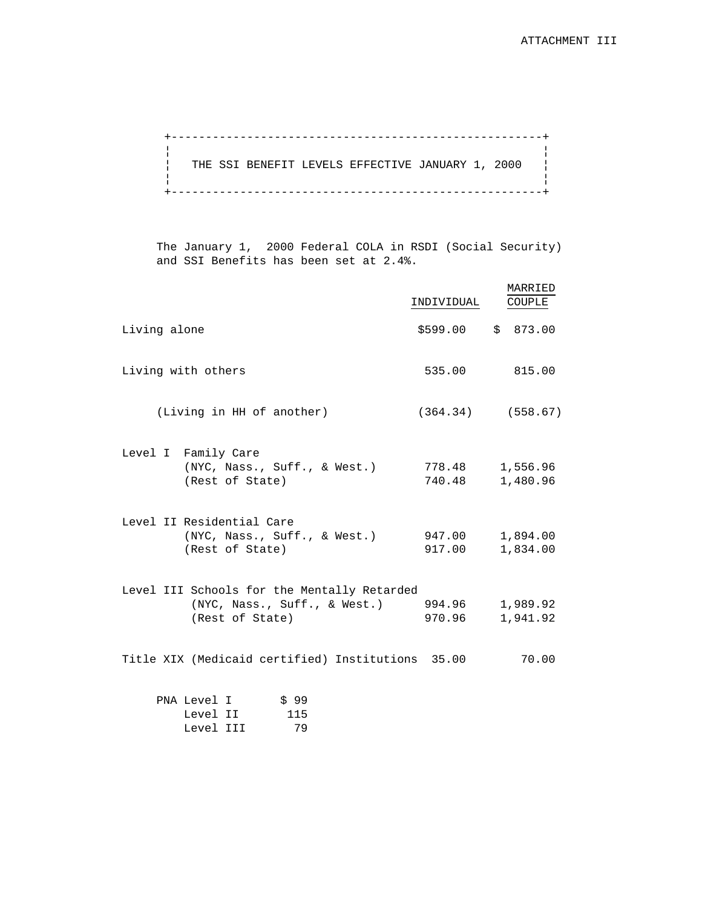ATTACHMENT III

## THE SSI BENEFIT LEVELS EFFECTIVE JANUARY 1, 2000

The January 1, 2000 Federal COLA in RSDI (Social Security) and SSI Benefits has been set at 2.4%.

| | INDIVIDUAL | MARRIED COUPLE |
|---|---|---|
| Living alone | $599.00 | $ 873.00 |
| Living with others | 535.00 | 815.00 |
| (Living in HH of another) | (364.34) | (558.67) |
| Level I Family Care | | |
| (NYC, Nass., Suff., & West.) | 778.48 | 1,556.96 |
| (Rest of State) | 740.48 | 1,480.96 |
| Level II Residential Care | | |
| (NYC, Nass., Suff., & West.) | 947.00 | 1,894.00 |
| (Rest of State) | 917.00 | 1,834.00 |
| Level III Schools for the Mentally Retarded | | |
| (NYC, Nass., Suff., & West.) | 994.96 | 1,989.92 |
| (Rest of State) | 970.96 | 1,941.92 |
| Title XIX (Medicaid certified) Institutions | 35.00 | 70.00 |

| | |
|---|---|
| PNA Level I | $ 99 |
| Level II | 115 |
| Level III | 79 |